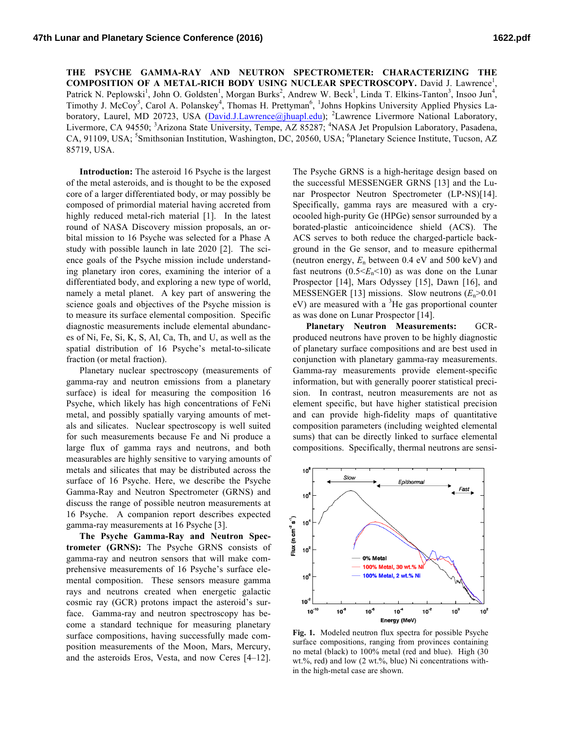**THE PSYCHE GAMMA-RAY AND NEUTRON SPECTROMETER: CHARACTERIZING THE COMPOSITION OF A METAL-RICH BODY USING NUCLEAR SPECTROSCOPY.** David J. Lawrence[1], Patrick N. Peplowski[1], John O. Goldsten[1], Morgan Burks[2], Andrew W. Beck[1], Linda T. Elkins-Tanton[3], Insoo Jun[4], Timothy J. McCoy[5], Carol A. Polansky[4], Thomas H. Prettyman[6], [1]Johns Hopkins University Applied Physics Laboratory, Laurel, MD 20723, USA (David.J.Lawrence@jhuapl.edu); [2]Lawrence Livermore National Laboratory, Livermore, CA 94550; [3]Arizona State University, Tempe, AZ 85287; [4]NASA Jet Propulsion Laboratory, Pasadena, CA, 91109, USA; [5]Smithsonian Institution, Washington, DC, 20560, USA; [6]Planetary Science Institute, Tucson, AZ 85719, USA.

**Introduction:** The asteroid 16 Psyche is the largest of the metal asteroids, and is thought to be the exposed core of a larger differentiated body, or may possibly be composed of primordial material having accreted from highly reduced metal-rich material [1]. In the latest round of NASA Discovery mission proposals, an orbital mission to 16 Psyche was selected for a Phase A study with possible launch in late 2020 [2]. The science goals of the Psyche mission include understanding planetary iron cores, examining the interior of a differentiated body, and exploring a new type of world, namely a metal planet. A key part of answering the science goals and objectives of the Psyche mission is to measure its surface elemental composition. Specific diagnostic measurements include elemental abundances of Ni, Fe, Si, K, S, Al, Ca, Th, and U, as well as the spatial distribution of 16 Psyche's metal-to-silicate fraction (or metal fraction).

Planetary nuclear spectroscopy (measurements of gamma-ray and neutron emissions from a planetary surface) is ideal for measuring the composition 16 Psyche, which likely has high concentrations of FeNi metal, and possibly spatially varying amounts of metals and silicates. Nuclear spectroscopy is well suited for such measurements because Fe and Ni produce a large flux of gamma rays and neutrons, and both measurables are highly sensitive to varying amounts of metals and silicates that may be distributed across the surface of 16 Psyche. Here, we describe the Psyche Gamma-Ray and Neutron Spectrometer (GRNS) and discuss the range of possible neutron measurements at 16 Psyche. A companion report describes expected gamma-ray measurements at 16 Psyche [3].

**The Psyche Gamma-Ray and Neutron Spectrometer (GRNS):** The Psyche GRNS consists of gamma-ray and neutron sensors that will make comprehensive measurements of 16 Psyche's surface elemental composition. These sensors measure gamma rays and neutrons created when energetic galactic cosmic ray (GCR) protons impact the asteroid's surface. Gamma-ray and neutron spectroscopy has become a standard technique for measuring planetary surface compositions, having successfully made composition measurements of the Moon, Mars, Mercury, and the asteroids Eros, Vesta, and now Ceres [4–12]. The Psyche GRNS is a high-heritage design based on the successful MESSENGER GRNS [13] and the Lunar Prospector Neutron Spectrometer (LP-NS)[14]. Specifically, gamma rays are measured with a cryocooled high-purity Ge (HPGe) sensor surrounded by a borated-plastic anticoincidence shield (ACS). The ACS serves to both reduce the charged-particle background in the Ge sensor, and to measure epithermal (neutron energy, $E_n$ between 0.4 eV and 500 keV) and fast neutrons ($0.5<E_n<10$) as was done on the Lunar Prospector [14], Mars Odyssey [15], Dawn [16], and MESSENGER [13] missions. Slow neutrons ($E_n>0.01$ eV) are measured with a $^3$He gas proportional counter as was done on Lunar Prospector [14].

**Planetary Neutron Measurements:** GCR-produced neutrons have proven to be highly diagnostic of planetary surface compositions and are best used in conjunction with planetary gamma-ray measurements. Gamma-ray measurements provide element-specific information, but with generally poorer statistical precision. In contrast, neutron measurements are not as element specific, but have higher statistical precision and can provide high-fidelity maps of quantitative composition parameters (including weighted elemental sums) that can be directly linked to surface elemental compositions. Specifically, thermal neutrons are sensi-

Slow
Epithermal
Fast
Flux (n cm$^{-2}$ s$^{-1}$)
Energy (MeV)
0% Metal
100% Metal, 30 wt.% Ni
100% Metal, 2 wt.% Ni

**Fig. 1.** Modeled neutron flux spectra for possible Psyche surface compositions, ranging from provinces containing no metal (black) to 100% metal (red and blue). High (30 wt.%, red) and low (2 wt.%, blue) Ni concentrations within the high-metal case are shown.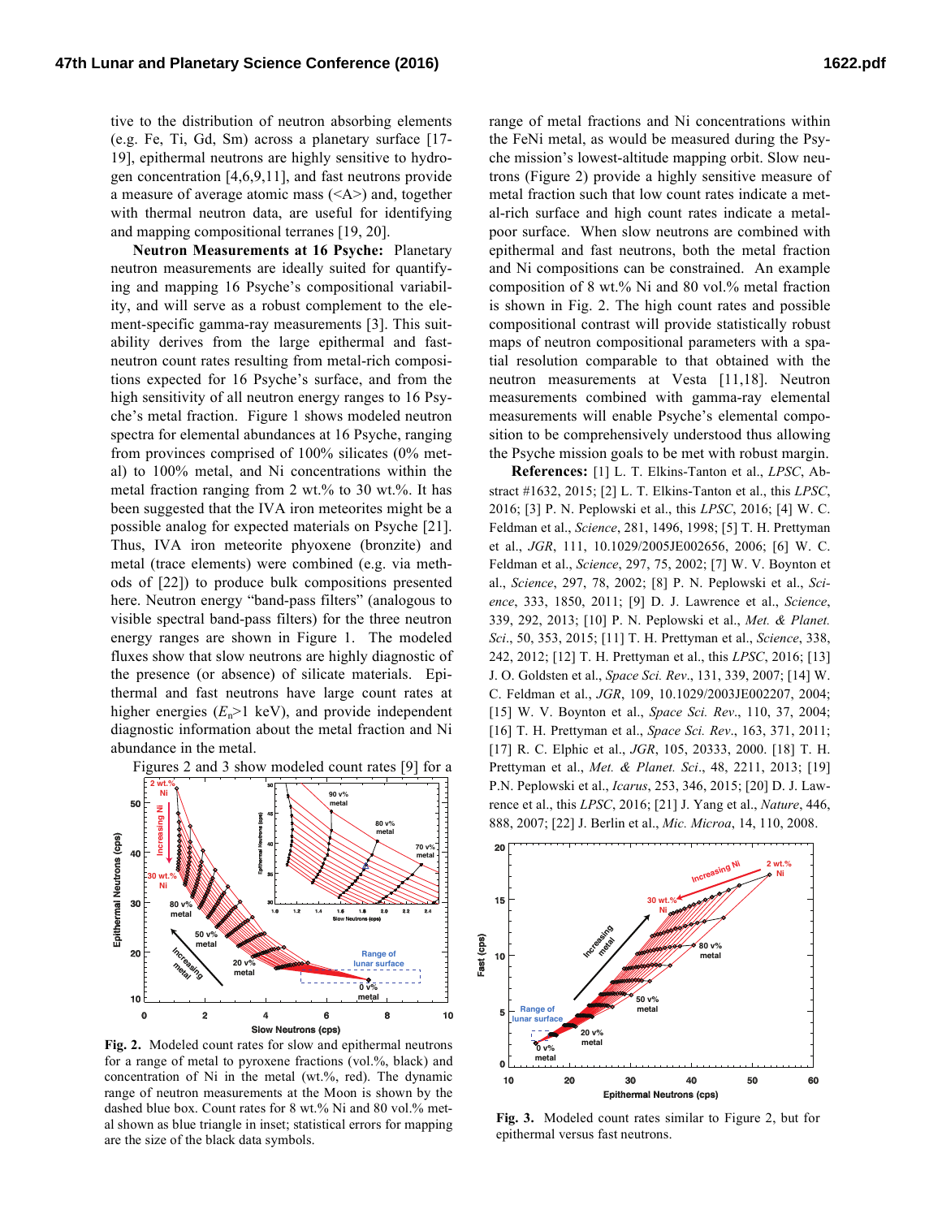tive to the distribution of neutron absorbing elements (e.g. Fe, Ti, Gd, Sm) across a planetary surface [17-19], epithermal neutrons are highly sensitive to hydrogen concentration [4,6,9,11], and fast neutrons provide a measure of average atomic mass (<A>) and, together with thermal neutron data, are useful for identifying and mapping compositional terranes [19, 20].

**Neutron Measurements at 16 Psyche:** Planetary neutron measurements are ideally suited for quantifying and mapping 16 Psyche's compositional variability, and will serve as a robust complement to the element-specific gamma-ray measurements [3]. This suitability derives from the large epithermal and fast-neutron count rates resulting from metal-rich compositions expected for 16 Psyche's surface, and from the high sensitivity of all neutron energy ranges to 16 Psyche's metal fraction. Figure 1 shows modeled neutron spectra for elemental abundances at 16 Psyche, ranging from provinces comprised of 100% silicates (0% metal) to 100% metal, and Ni concentrations within the metal fraction ranging from 2 wt.% to 30 wt.%. It has been suggested that the IVA iron meteorites might be a possible analog for expected materials on Psyche [21]. Thus, IVA iron meteorite phyoxene (bronzite) and metal (trace elements) were combined (e.g. via methods of [22]) to produce bulk compositions presented here. Neutron energy "band-pass filters" (analogous to visible spectral band-pass filters) for the three neutron energy ranges are shown in Figure 1. The modeled fluxes show that slow neutrons are highly diagnostic of the presence (or absence) of silicate materials. Epithermal and fast neutrons have large count rates at higher energies ($E_n$>1 keV), and provide independent diagnostic information about the metal fraction and Ni abundance in the metal.

Figures 2 and 3 show modeled count rates [9] for a range of metal fractions and Ni concentrations within the FeNi metal, as would be measured during the Psyche mission's lowest-altitude mapping orbit. Slow neutrons (Figure 2) provide a highly sensitive measure of metal fraction such that low count rates indicate a metal-rich surface and high count rates indicate a metal-poor surface. When slow neutrons are combined with epithermal and fast neutrons, both the metal fraction and Ni compositions can be constrained. An example composition of 8 wt.% Ni and 80 vol.% metal fraction is shown in Fig. 2. The high count rates and possible compositional contrast will provide statistically robust maps of neutron compositional parameters with a spatial resolution comparable to that obtained with the neutron measurements at Vesta [11,18]. Neutron measurements combined with gamma-ray elemental measurements will enable Psyche's elemental composition to be comprehensively understood thus allowing the Psyche mission goals to be met with robust margin.

Epithermal Neutrons (cps)
Slow Neutrons (cps)
2 wt.% Ni
Increasing Ni
30 wt.% Ni
80 v% metal
50 v% metal
20 v% metal
0 v% metal
Increasing metal
Range of lunar surface
90 v% metal
80 v% metal
70 v% metal
Epithermal Neutrons (cps)
Slow Neutrons (cps)

Fig. 2. Modeled count rates for slow and epithermal neutrons for a range of metal to pyroxene fractions (vol.%, black) and concentration of Ni in the metal (wt.%, red). The dynamic range of neutron measurements at the Moon is shown by the dashed blue box. Count rates for 8 wt.% Ni and 80 vol.% metal shown as blue triangle in inset; statistical errors for mapping are the size of the black data symbols.

Fast (cps)
Epithermal Neutrons (cps)
Increasing Ni
2 wt.% Ni
30 wt.% Ni
Increasing metal
80 v% metal
50 v% metal
20 v% metal
0 v% metal
Range of lunar surface

Fig. 3. Modeled count rates similar to Figure 2, but for epithermal versus fast neutrons.

**References:** [1] L. T. Elkins-Tanton et al., *LPSC*, Abstract #1632, 2015; [2] L. T. Elkins-Tanton et al., this *LPSC*, 2016; [3] P. N. Peplowski et al., this *LPSC*, 2016; [4] W. C. Feldman et al., *Science*, 281, 1496, 1998; [5] T. H. Prettyman et al., *JGR*, 111, 10.1029/2005JE002656, 2006; [6] W. C. Feldman et al., *Science*, 297, 75, 2002; [7] W. V. Boynton et al., *Science*, 297, 78, 2002; [8] P. N. Peplowski et al., *Science*, 333, 1850, 2011; [9] D. J. Lawrence et al., *Science*, 339, 292, 2013; [10] P. N. Peplowski et al., *Met. & Planet. Sci*., 50, 353, 2015; [11] T. H. Prettyman et al., *Science*, 338, 242, 2012; [12] T. H. Prettyman et al., this *LPSC*, 2016; [13] J. O. Goldsten et al., *Space Sci. Rev*., 131, 339, 2007; [14] W. C. Feldman et al., *JGR*, 109, 10.1029/2003JE002207, 2004; [15] W. V. Boynton et al., *Space Sci. Rev*., 110, 37, 2004; [16] T. H. Prettyman et al., *Space Sci. Rev*., 163, 371, 2011; [17] R. C. Elphic et al., *JGR*, 105, 20333, 2000. [18] T. H. Prettyman et al., *Met. & Planet. Sci*., 48, 2211, 2013; [19] P.N. Peplowski et al., *Icarus*, 253, 346, 2015; [20] D. J. Lawrence et al., this *LPSC*, 2016; [21] J. Yang et al., *Nature*, 446, 888, 2007; [22] J. Berlin et al., *Mic. Microa*, 14, 110, 2008.